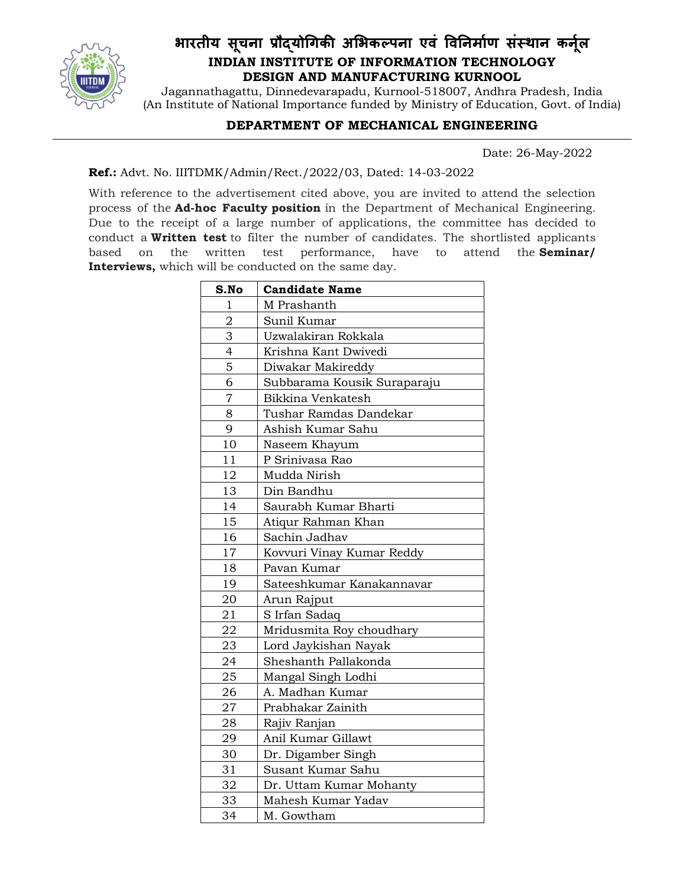# भारतीय सूचना प्रौद्योगिकी अभिकल्पना एवं विनिर्माण संस्थान कर्नूल

## INDIAN INSTITUTE OF INFORMATION TECHNOLOGY DESIGN AND MANUFACTURING KURNOOL

Jagannathagattu, Dinnedevarapadu, Kurnool-518007, Andhra Pradesh, India
(An Institute of National Importance funded by Ministry of Education, Govt. of India)

### DEPARTMENT OF MECHANICAL ENGINEERING

Date: 26-May-2022

**Ref.:** Advt. No. IIITDMK/Admin/Rect./2022/03, Dated: 14-03-2022

With reference to the advertisement cited above, you are invited to attend the selection process of the **Ad-hoc Faculty position** in the Department of Mechanical Engineering. Due to the receipt of a large number of applications, the committee has decided to conduct a **Written test** to filter the number of candidates. The shortlisted applicants based on the written test performance, have to attend the **Seminar/ Interviews,** which will be conducted on the same day.

| S.No | Candidate Name |
|---|---|
| 1 | M Prashanth |
| 2 | Sunil Kumar |
| 3 | Uzwalakiran Rokkala |
| 4 | Krishna Kant Dwivedi |
| 5 | Diwakar Makireddy |
| 6 | Subbarama Kousik Suraparaju |
| 7 | Bikkina Venkatesh |
| 8 | Tushar Ramdas Dandekar |
| 9 | Ashish Kumar Sahu |
| 10 | Naseem Khayum |
| 11 | P Srinivasa Rao |
| 12 | Mudda Nirish |
| 13 | Din Bandhu |
| 14 | Saurabh Kumar Bharti |
| 15 | Atiqur Rahman Khan |
| 16 | Sachin Jadhav |
| 17 | Kovvuri Vinay Kumar Reddy |
| 18 | Pavan Kumar |
| 19 | Sateeshkumar Kanakannavar |
| 20 | Arun Rajput |
| 21 | S Irfan Sadaq |
| 22 | Mridusmita Roy choudhary |
| 23 | Lord Jaykishan Nayak |
| 24 | Sheshanth Pallakonda |
| 25 | Mangal Singh Lodhi |
| 26 | A. Madhan Kumar |
| 27 | Prabhakar Zainith |
| 28 | Rajiv Ranjan |
| 29 | Anil Kumar Gillawt |
| 30 | Dr. Digamber Singh |
| 31 | Susant Kumar Sahu |
| 32 | Dr. Uttam Kumar Mohanty |
| 33 | Mahesh Kumar Yadav |
| 34 | M. Gowtham |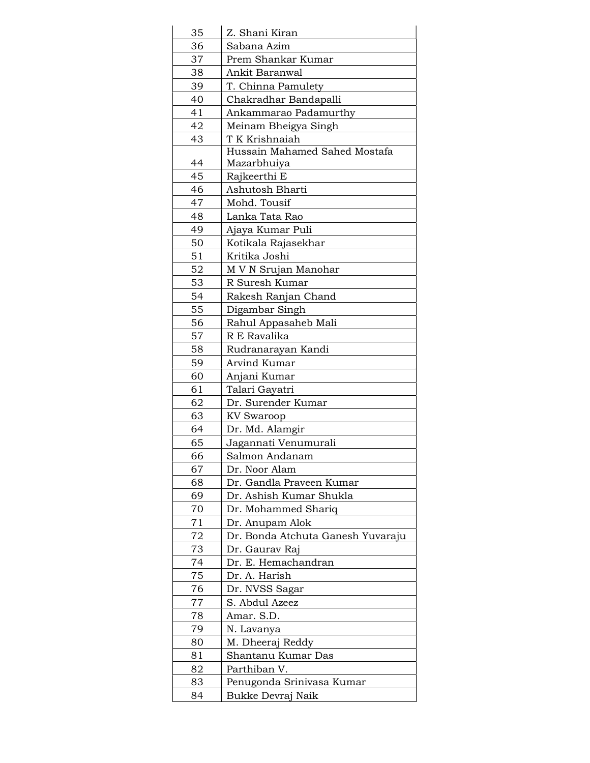| | |
|---|---|
| 35 | Z. Shani Kiran |
| 36 | Sabana Azim |
| 37 | Prem Shankar Kumar |
| 38 | Ankit Baranwal |
| 39 | T. Chinna Pamulety |
| 40 | Chakradhar Bandapalli |
| 41 | Ankammarao Padamurthy |
| 42 | Meinam Bheigya Singh |
| 43 | T K Krishnaiah |
| 44 | Hussain Mahamed Sahed Mostafa Mazarbhuiya |
| 45 | Rajkeerthi E |
| 46 | Ashutosh Bharti |
| 47 | Mohd. Tousif |
| 48 | Lanka Tata Rao |
| 49 | Ajaya Kumar Puli |
| 50 | Kotikala Rajasekhar |
| 51 | Kritika Joshi |
| 52 | M V N Srujan Manohar |
| 53 | R Suresh Kumar |
| 54 | Rakesh Ranjan Chand |
| 55 | Digambar Singh |
| 56 | Rahul Appasaheb Mali |
| 57 | R E Ravalika |
| 58 | Rudranarayan Kandi |
| 59 | Arvind Kumar |
| 60 | Anjani Kumar |
| 61 | Talari Gayatri |
| 62 | Dr. Surender Kumar |
| 63 | KV Swaroop |
| 64 | Dr. Md. Alamgir |
| 65 | Jagannati Venumurali |
| 66 | Salmon Andanam |
| 67 | Dr. Noor Alam |
| 68 | Dr. Gandla Praveen Kumar |
| 69 | Dr. Ashish Kumar Shukla |
| 70 | Dr. Mohammed Shariq |
| 71 | Dr. Anupam Alok |
| 72 | Dr. Bonda Atchuta Ganesh Yuvaraju |
| 73 | Dr. Gaurav Raj |
| 74 | Dr. E. Hemachandran |
| 75 | Dr. A. Harish |
| 76 | Dr. NVSS Sagar |
| 77 | S. Abdul Azeez |
| 78 | Amar. S.D. |
| 79 | N. Lavanya |
| 80 | M. Dheeraj Reddy |
| 81 | Shantanu Kumar Das |
| 82 | Parthiban V. |
| 83 | Penugonda Srinivasa Kumar |
| 84 | Bukke Devraj Naik |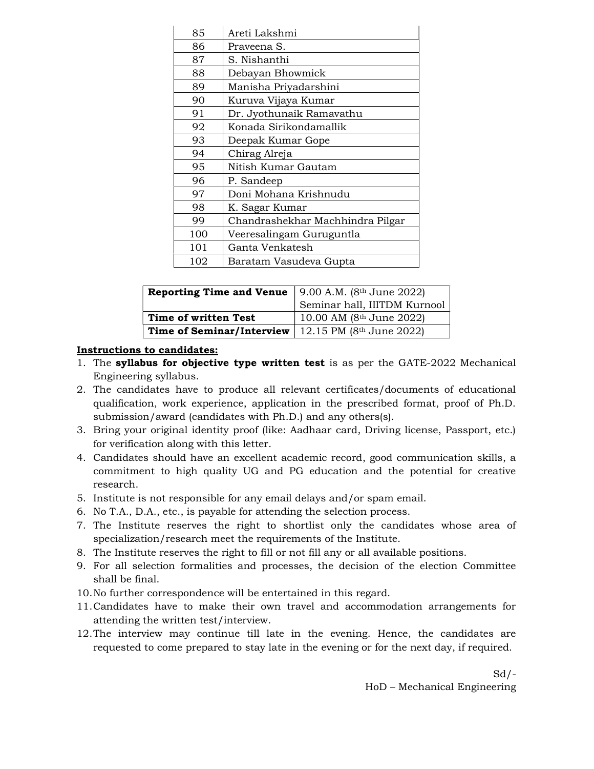| | |
|---|---|
| 85 | Areti Lakshmi |
| 86 | Praveena S. |
| 87 | S. Nishanthi |
| 88 | Debayan Bhowmick |
| 89 | Manisha Priyadarshini |
| 90 | Kuruva Vijaya Kumar |
| 91 | Dr. Jyothunaik Ramavathu |
| 92 | Konada Sirikondamallik |
| 93 | Deepak Kumar Gope |
| 94 | Chirag Alreja |
| 95 | Nitish Kumar Gautam |
| 96 | P. Sandeep |
| 97 | Doni Mohana Krishnudu |
| 98 | K. Sagar Kumar |
| 99 | Chandrashekhar Machhindra Pilgar |
| 100 | Veeresalingam Guruguntla |
| 101 | Ganta Venkatesh |
| 102 | Baratam Vasudeva Gupta |

| | |
|---|---|
| **Reporting Time and Venue** | 9.00 A.M. (8th June 2022) Seminar hall, IIITDM Kurnool |
| **Time of written Test** | 10.00 AM (8th June 2022) |
| **Time of Seminar/Interview** | 12.15 PM (8th June 2022) |

**Instructions to candidates:**

1. The **syllabus for objective type written test** is as per the GATE-2022 Mechanical Engineering syllabus.
2. The candidates have to produce all relevant certificates/documents of educational qualification, work experience, application in the prescribed format, proof of Ph.D. submission/award (candidates with Ph.D.) and any others(s).
3. Bring your original identity proof (like: Aadhaar card, Driving license, Passport, etc.) for verification along with this letter.
4. Candidates should have an excellent academic record, good communication skills, a commitment to high quality UG and PG education and the potential for creative research.
5. Institute is not responsible for any email delays and/or spam email.
6. No T.A., D.A., etc., is payable for attending the selection process.
7. The Institute reserves the right to shortlist only the candidates whose area of specialization/research meet the requirements of the Institute.
8. The Institute reserves the right to fill or not fill any or all available positions.
9. For all selection formalities and processes, the decision of the election Committee shall be final.
10. No further correspondence will be entertained in this regard.
11. Candidates have to make their own travel and accommodation arrangements for attending the written test/interview.
12. The interview may continue till late in the evening. Hence, the candidates are requested to come prepared to stay late in the evening or for the next day, if required.

Sd/-
HoD – Mechanical Engineering